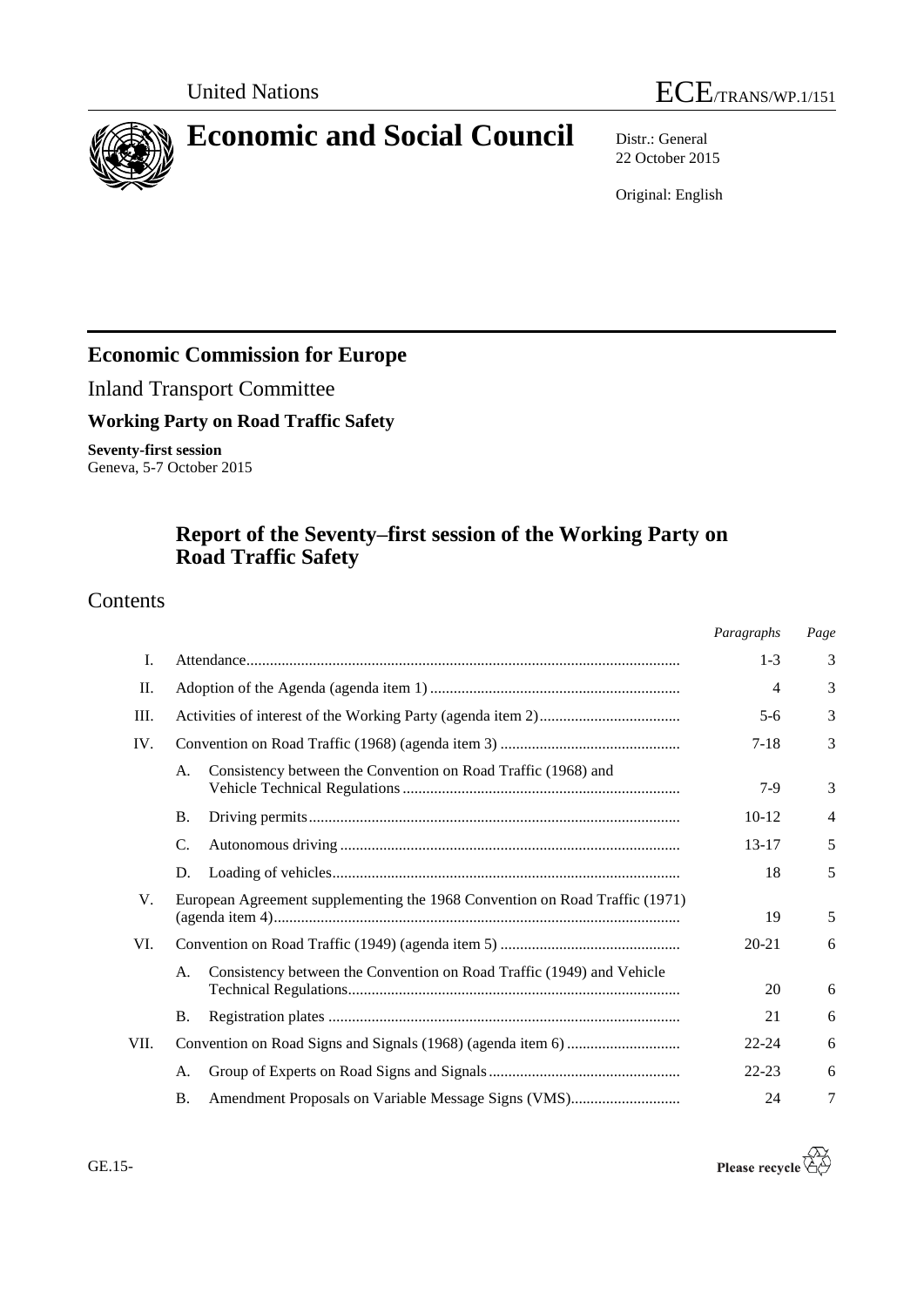United Nations

ECE/TRANS/WP.1/151

# Economic and Social Council

Distr.: General
22 October 2015

Original: English

## Economic Commission for Europe

Inland Transport Committee

### Working Party on Road Traffic Safety

**Seventy-first session**
Geneva, 5-7 October 2015

## Report of the Seventy–first session of the Working Party on Road Traffic Safety

## Contents

| | | | *Paragraphs* | *Page* |
|---|---|---|---|---|
| I. | Attendance | | 1-3 | 3 |
| II. | Adoption of the Agenda (agenda item 1) | | 4 | 3 |
| III. | Activities of interest of the Working Party (agenda item 2) | | 5-6 | 3 |
| IV. | Convention on Road Traffic (1968) (agenda item 3) | | 7-18 | 3 |
| | A. | Consistency between the Convention on Road Traffic (1968) and Vehicle Technical Regulations | 7-9 | 3 |
| | B. | Driving permits | 10-12 | 4 |
| | C. | Autonomous driving | 13-17 | 5 |
| | D. | Loading of vehicles | 18 | 5 |
| V. | European Agreement supplementing the 1968 Convention on Road Traffic (1971) (agenda item 4) | | 19 | 5 |
| VI. | Convention on Road Traffic (1949) (agenda item 5) | | 20-21 | 6 |
| | A. | Consistency between the Convention on Road Traffic (1949) and Vehicle Technical Regulations | 20 | 6 |
| | B. | Registration plates | 21 | 6 |
| VII. | Convention on Road Signs and Signals (1968) (agenda item 6) | | 22-24 | 6 |
| | A. | Group of Experts on Road Signs and Signals | 22-23 | 6 |
| | B. | Amendment Proposals on Variable Message Signs (VMS) | 24 | 7 |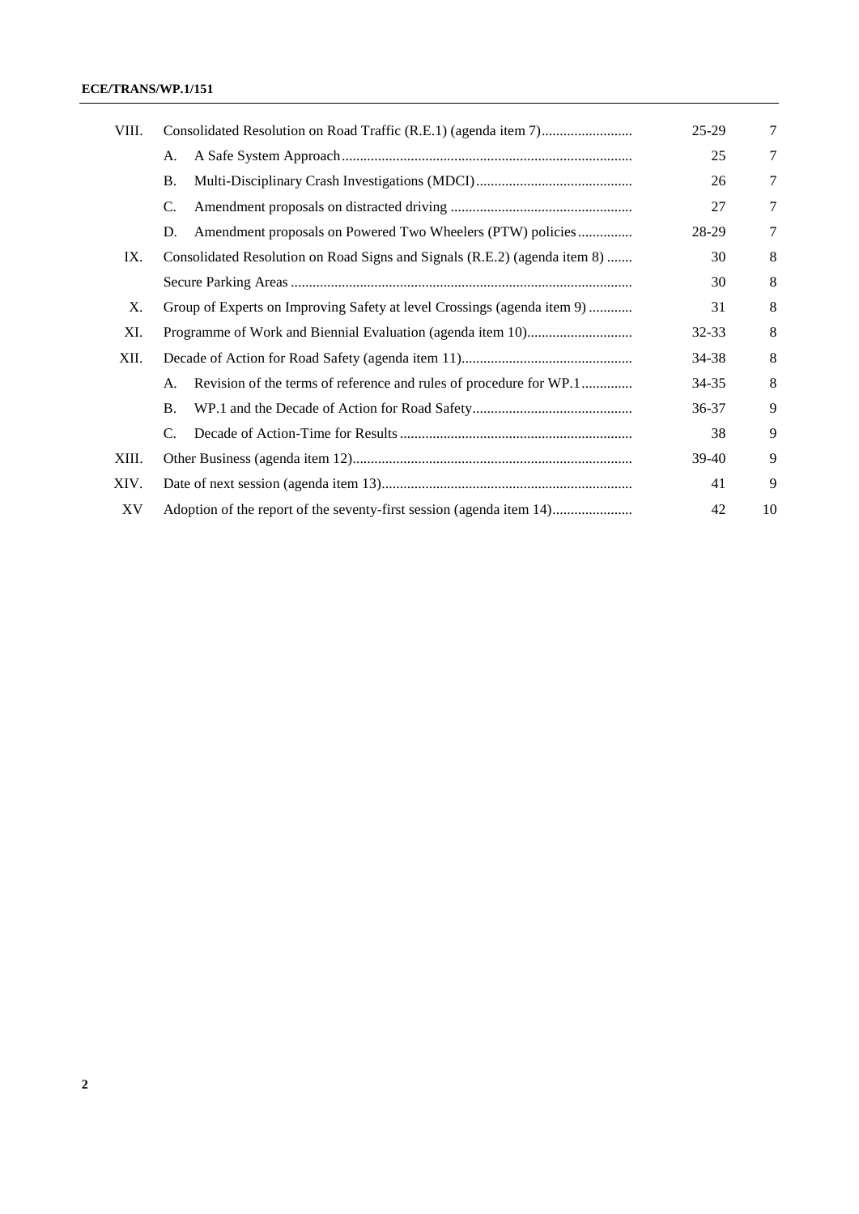| | | | |
|---|---|---|---|
| VIII. | Consolidated Resolution on Road Traffic (R.E.1) (agenda item 7) | 25-29 | 7 |
| | A. A Safe System Approach | 25 | 7 |
| | B. Multi-Disciplinary Crash Investigations (MDCI) | 26 | 7 |
| | C. Amendment proposals on distracted driving | 27 | 7 |
| | D. Amendment proposals on Powered Two Wheelers (PTW) policies | 28-29 | 7 |
| IX. | Consolidated Resolution on Road Signs and Signals (R.E.2) (agenda item 8) | 30 | 8 |
| | Secure Parking Areas | 30 | 8 |
| X. | Group of Experts on Improving Safety at level Crossings (agenda item 9) | 31 | 8 |
| XI. | Programme of Work and Biennial Evaluation (agenda item 10) | 32-33 | 8 |
| XII. | Decade of Action for Road Safety (agenda item 11) | 34-38 | 8 |
| | A. Revision of the terms of reference and rules of procedure for WP.1 | 34-35 | 8 |
| | B. WP.1 and the Decade of Action for Road Safety | 36-37 | 9 |
| | C. Decade of Action-Time for Results | 38 | 9 |
| XIII. | Other Business (agenda item 12) | 39-40 | 9 |
| XIV. | Date of next session (agenda item 13) | 41 | 9 |
| XV | Adoption of the report of the seventy-first session (agenda item 14) | 42 | 10 |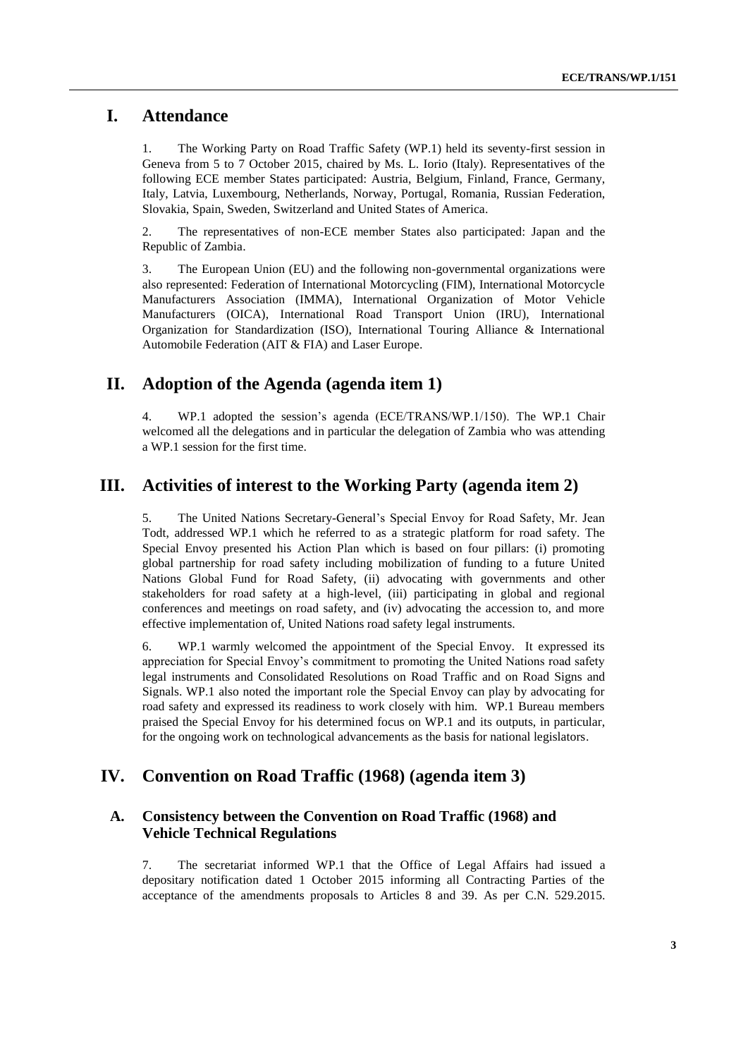# I. Attendance

1. The Working Party on Road Traffic Safety (WP.1) held its seventy-first session in Geneva from 5 to 7 October 2015, chaired by Ms. L. Iorio (Italy). Representatives of the following ECE member States participated: Austria, Belgium, Finland, France, Germany, Italy, Latvia, Luxembourg, Netherlands, Norway, Portugal, Romania, Russian Federation, Slovakia, Spain, Sweden, Switzerland and United States of America.

2. The representatives of non-ECE member States also participated: Japan and the Republic of Zambia.

3. The European Union (EU) and the following non-governmental organizations were also represented: Federation of International Motorcycling (FIM), International Motorcycle Manufacturers Association (IMMA), International Organization of Motor Vehicle Manufacturers (OICA), International Road Transport Union (IRU), International Organization for Standardization (ISO), International Touring Alliance & International Automobile Federation (AIT & FIA) and Laser Europe.

# II. Adoption of the Agenda (agenda item 1)

4. WP.1 adopted the session's agenda (ECE/TRANS/WP.1/150). The WP.1 Chair welcomed all the delegations and in particular the delegation of Zambia who was attending a WP.1 session for the first time.

# III. Activities of interest to the Working Party (agenda item 2)

5. The United Nations Secretary-General's Special Envoy for Road Safety, Mr. Jean Todt, addressed WP.1 which he referred to as a strategic platform for road safety. The Special Envoy presented his Action Plan which is based on four pillars: (i) promoting global partnership for road safety including mobilization of funding to a future United Nations Global Fund for Road Safety, (ii) advocating with governments and other stakeholders for road safety at a high-level, (iii) participating in global and regional conferences and meetings on road safety, and (iv) advocating the accession to, and more effective implementation of, United Nations road safety legal instruments.

6. WP.1 warmly welcomed the appointment of the Special Envoy. It expressed its appreciation for Special Envoy's commitment to promoting the United Nations road safety legal instruments and Consolidated Resolutions on Road Traffic and on Road Signs and Signals. WP.1 also noted the important role the Special Envoy can play by advocating for road safety and expressed its readiness to work closely with him. WP.1 Bureau members praised the Special Envoy for his determined focus on WP.1 and its outputs, in particular, for the ongoing work on technological advancements as the basis for national legislators.

# IV. Convention on Road Traffic (1968) (agenda item 3)

## A. Consistency between the Convention on Road Traffic (1968) and Vehicle Technical Regulations

7. The secretariat informed WP.1 that the Office of Legal Affairs had issued a depositary notification dated 1 October 2015 informing all Contracting Parties of the acceptance of the amendments proposals to Articles 8 and 39. As per C.N. 529.2015.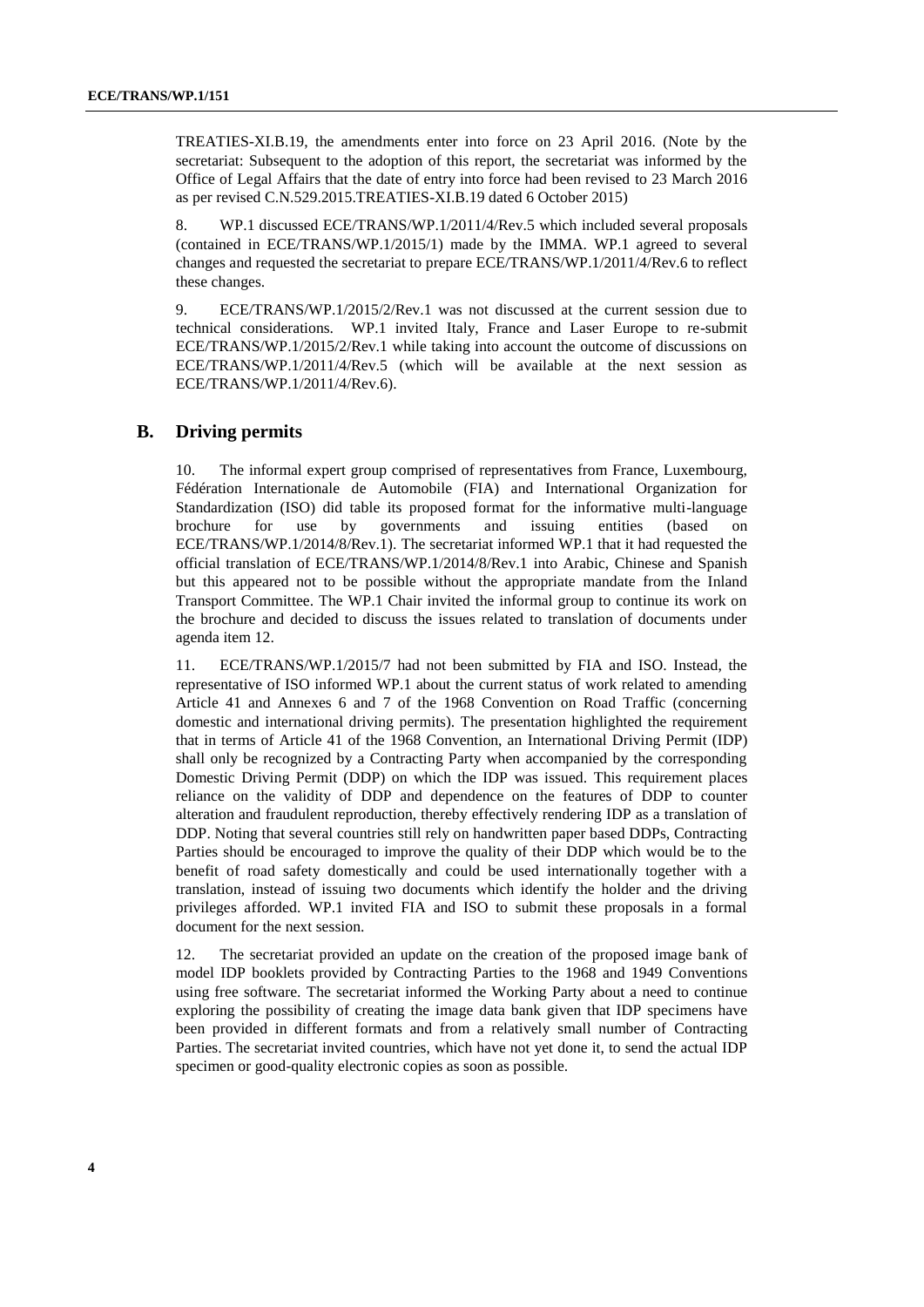TREATIES-XI.B.19, the amendments enter into force on 23 April 2016. (Note by the secretariat: Subsequent to the adoption of this report, the secretariat was informed by the Office of Legal Affairs that the date of entry into force had been revised to 23 March 2016 as per revised C.N.529.2015.TREATIES-XI.B.19 dated 6 October 2015)

8. WP.1 discussed ECE/TRANS/WP.1/2011/4/Rev.5 which included several proposals (contained in ECE/TRANS/WP.1/2015/1) made by the IMMA. WP.1 agreed to several changes and requested the secretariat to prepare ECE/TRANS/WP.1/2011/4/Rev.6 to reflect these changes.

9. ECE/TRANS/WP.1/2015/2/Rev.1 was not discussed at the current session due to technical considerations. WP.1 invited Italy, France and Laser Europe to re-submit ECE/TRANS/WP.1/2015/2/Rev.1 while taking into account the outcome of discussions on ECE/TRANS/WP.1/2011/4/Rev.5 (which will be available at the next session as ECE/TRANS/WP.1/2011/4/Rev.6).

## B. Driving permits

10. The informal expert group comprised of representatives from France, Luxembourg, Fédération Internationale de Automobile (FIA) and International Organization for Standardization (ISO) did table its proposed format for the informative multi-language brochure for use by governments and issuing entities (based on ECE/TRANS/WP.1/2014/8/Rev.1). The secretariat informed WP.1 that it had requested the official translation of ECE/TRANS/WP.1/2014/8/Rev.1 into Arabic, Chinese and Spanish but this appeared not to be possible without the appropriate mandate from the Inland Transport Committee. The WP.1 Chair invited the informal group to continue its work on the brochure and decided to discuss the issues related to translation of documents under agenda item 12.

11. ECE/TRANS/WP.1/2015/7 had not been submitted by FIA and ISO. Instead, the representative of ISO informed WP.1 about the current status of work related to amending Article 41 and Annexes 6 and 7 of the 1968 Convention on Road Traffic (concerning domestic and international driving permits). The presentation highlighted the requirement that in terms of Article 41 of the 1968 Convention, an International Driving Permit (IDP) shall only be recognized by a Contracting Party when accompanied by the corresponding Domestic Driving Permit (DDP) on which the IDP was issued. This requirement places reliance on the validity of DDP and dependence on the features of DDP to counter alteration and fraudulent reproduction, thereby effectively rendering IDP as a translation of DDP. Noting that several countries still rely on handwritten paper based DDPs, Contracting Parties should be encouraged to improve the quality of their DDP which would be to the benefit of road safety domestically and could be used internationally together with a translation, instead of issuing two documents which identify the holder and the driving privileges afforded. WP.1 invited FIA and ISO to submit these proposals in a formal document for the next session.

12. The secretariat provided an update on the creation of the proposed image bank of model IDP booklets provided by Contracting Parties to the 1968 and 1949 Conventions using free software. The secretariat informed the Working Party about a need to continue exploring the possibility of creating the image data bank given that IDP specimens have been provided in different formats and from a relatively small number of Contracting Parties. The secretariat invited countries, which have not yet done it, to send the actual IDP specimen or good-quality electronic copies as soon as possible.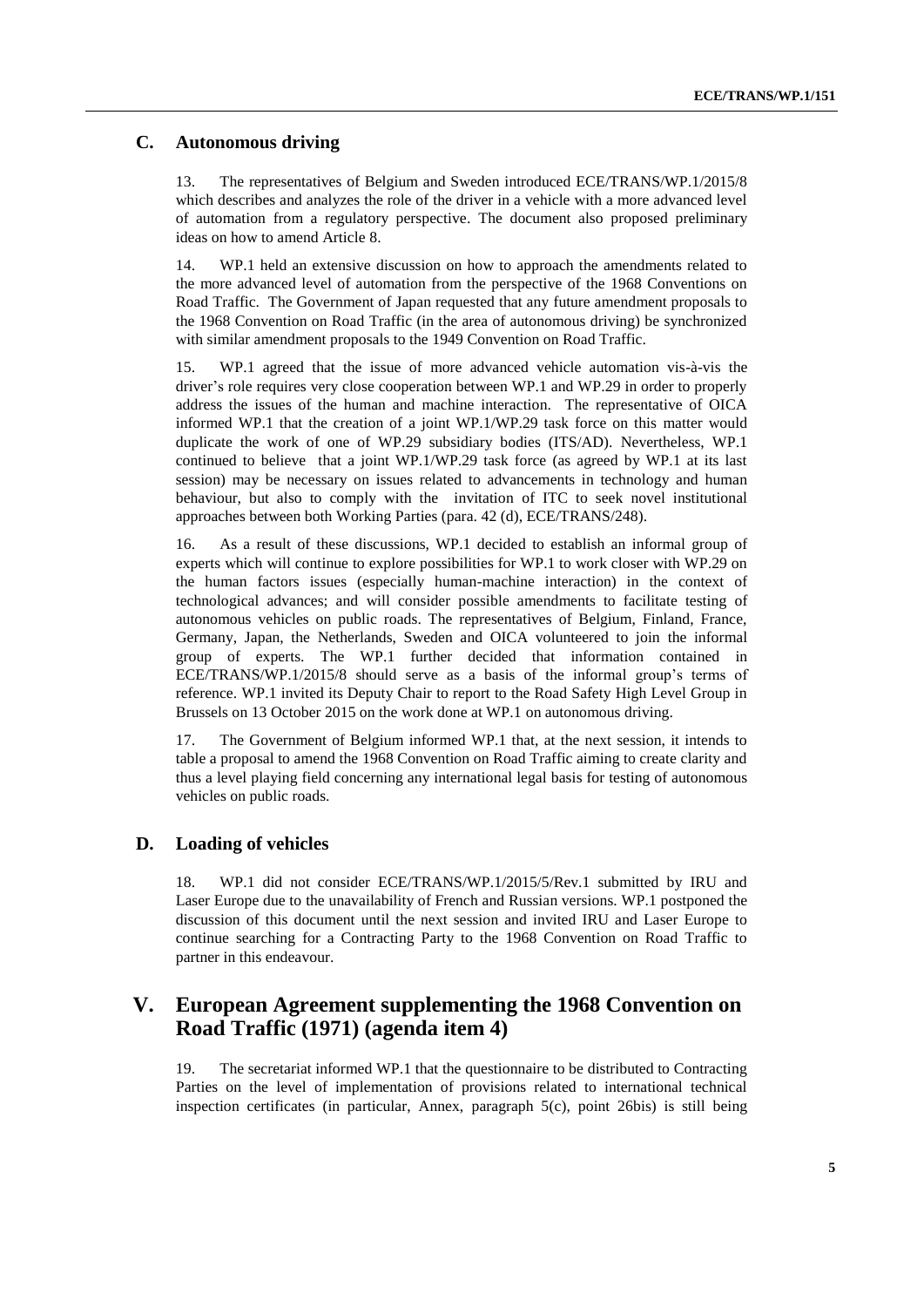## C. Autonomous driving

13. The representatives of Belgium and Sweden introduced ECE/TRANS/WP.1/2015/8 which describes and analyzes the role of the driver in a vehicle with a more advanced level of automation from a regulatory perspective. The document also proposed preliminary ideas on how to amend Article 8.

14. WP.1 held an extensive discussion on how to approach the amendments related to the more advanced level of automation from the perspective of the 1968 Conventions on Road Traffic. The Government of Japan requested that any future amendment proposals to the 1968 Convention on Road Traffic (in the area of autonomous driving) be synchronized with similar amendment proposals to the 1949 Convention on Road Traffic.

15. WP.1 agreed that the issue of more advanced vehicle automation vis-à-vis the driver's role requires very close cooperation between WP.1 and WP.29 in order to properly address the issues of the human and machine interaction. The representative of OICA informed WP.1 that the creation of a joint WP.1/WP.29 task force on this matter would duplicate the work of one of WP.29 subsidiary bodies (ITS/AD). Nevertheless, WP.1 continued to believe that a joint WP.1/WP.29 task force (as agreed by WP.1 at its last session) may be necessary on issues related to advancements in technology and human behaviour, but also to comply with the invitation of ITC to seek novel institutional approaches between both Working Parties (para. 42 (d), ECE/TRANS/248).

16. As a result of these discussions, WP.1 decided to establish an informal group of experts which will continue to explore possibilities for WP.1 to work closer with WP.29 on the human factors issues (especially human-machine interaction) in the context of technological advances; and will consider possible amendments to facilitate testing of autonomous vehicles on public roads. The representatives of Belgium, Finland, France, Germany, Japan, the Netherlands, Sweden and OICA volunteered to join the informal group of experts. The WP.1 further decided that information contained in ECE/TRANS/WP.1/2015/8 should serve as a basis of the informal group's terms of reference. WP.1 invited its Deputy Chair to report to the Road Safety High Level Group in Brussels on 13 October 2015 on the work done at WP.1 on autonomous driving.

17. The Government of Belgium informed WP.1 that, at the next session, it intends to table a proposal to amend the 1968 Convention on Road Traffic aiming to create clarity and thus a level playing field concerning any international legal basis for testing of autonomous vehicles on public roads.

## D. Loading of vehicles

18. WP.1 did not consider ECE/TRANS/WP.1/2015/5/Rev.1 submitted by IRU and Laser Europe due to the unavailability of French and Russian versions. WP.1 postponed the discussion of this document until the next session and invited IRU and Laser Europe to continue searching for a Contracting Party to the 1968 Convention on Road Traffic to partner in this endeavour.

# V. European Agreement supplementing the 1968 Convention on Road Traffic (1971) (agenda item 4)

19. The secretariat informed WP.1 that the questionnaire to be distributed to Contracting Parties on the level of implementation of provisions related to international technical inspection certificates (in particular, Annex, paragraph 5(c), point 26bis) is still being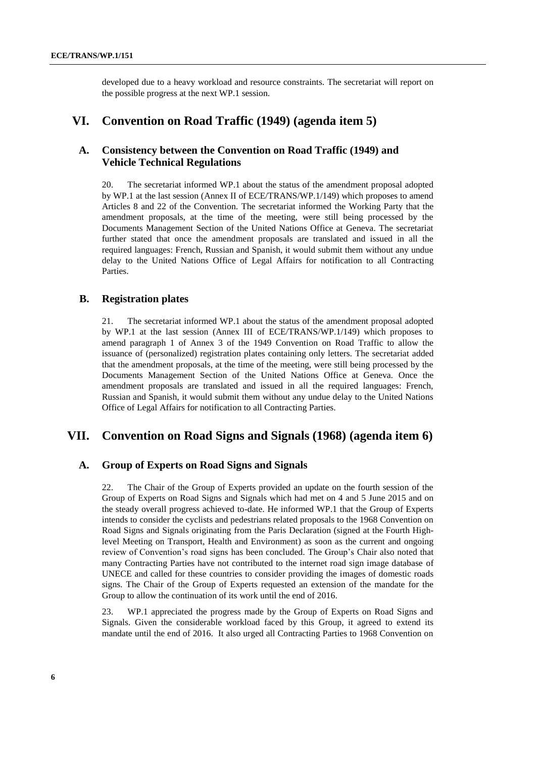developed due to a heavy workload and resource constraints. The secretariat will report on the possible progress at the next WP.1 session.

# VI. Convention on Road Traffic (1949) (agenda item 5)

## A. Consistency between the Convention on Road Traffic (1949) and Vehicle Technical Regulations

20. The secretariat informed WP.1 about the status of the amendment proposal adopted by WP.1 at the last session (Annex II of ECE/TRANS/WP.1/149) which proposes to amend Articles 8 and 22 of the Convention. The secretariat informed the Working Party that the amendment proposals, at the time of the meeting, were still being processed by the Documents Management Section of the United Nations Office at Geneva. The secretariat further stated that once the amendment proposals are translated and issued in all the required languages: French, Russian and Spanish, it would submit them without any undue delay to the United Nations Office of Legal Affairs for notification to all Contracting Parties.

## B. Registration plates

21. The secretariat informed WP.1 about the status of the amendment proposal adopted by WP.1 at the last session (Annex III of ECE/TRANS/WP.1/149) which proposes to amend paragraph 1 of Annex 3 of the 1949 Convention on Road Traffic to allow the issuance of (personalized) registration plates containing only letters. The secretariat added that the amendment proposals, at the time of the meeting, were still being processed by the Documents Management Section of the United Nations Office at Geneva. Once the amendment proposals are translated and issued in all the required languages: French, Russian and Spanish, it would submit them without any undue delay to the United Nations Office of Legal Affairs for notification to all Contracting Parties.

# VII. Convention on Road Signs and Signals (1968) (agenda item 6)

## A. Group of Experts on Road Signs and Signals

22. The Chair of the Group of Experts provided an update on the fourth session of the Group of Experts on Road Signs and Signals which had met on 4 and 5 June 2015 and on the steady overall progress achieved to-date. He informed WP.1 that the Group of Experts intends to consider the cyclists and pedestrians related proposals to the 1968 Convention on Road Signs and Signals originating from the Paris Declaration (signed at the Fourth High-level Meeting on Transport, Health and Environment) as soon as the current and ongoing review of Convention's road signs has been concluded. The Group's Chair also noted that many Contracting Parties have not contributed to the internet road sign image database of UNECE and called for these countries to consider providing the images of domestic roads signs. The Chair of the Group of Experts requested an extension of the mandate for the Group to allow the continuation of its work until the end of 2016.

23. WP.1 appreciated the progress made by the Group of Experts on Road Signs and Signals. Given the considerable workload faced by this Group, it agreed to extend its mandate until the end of 2016. It also urged all Contracting Parties to 1968 Convention on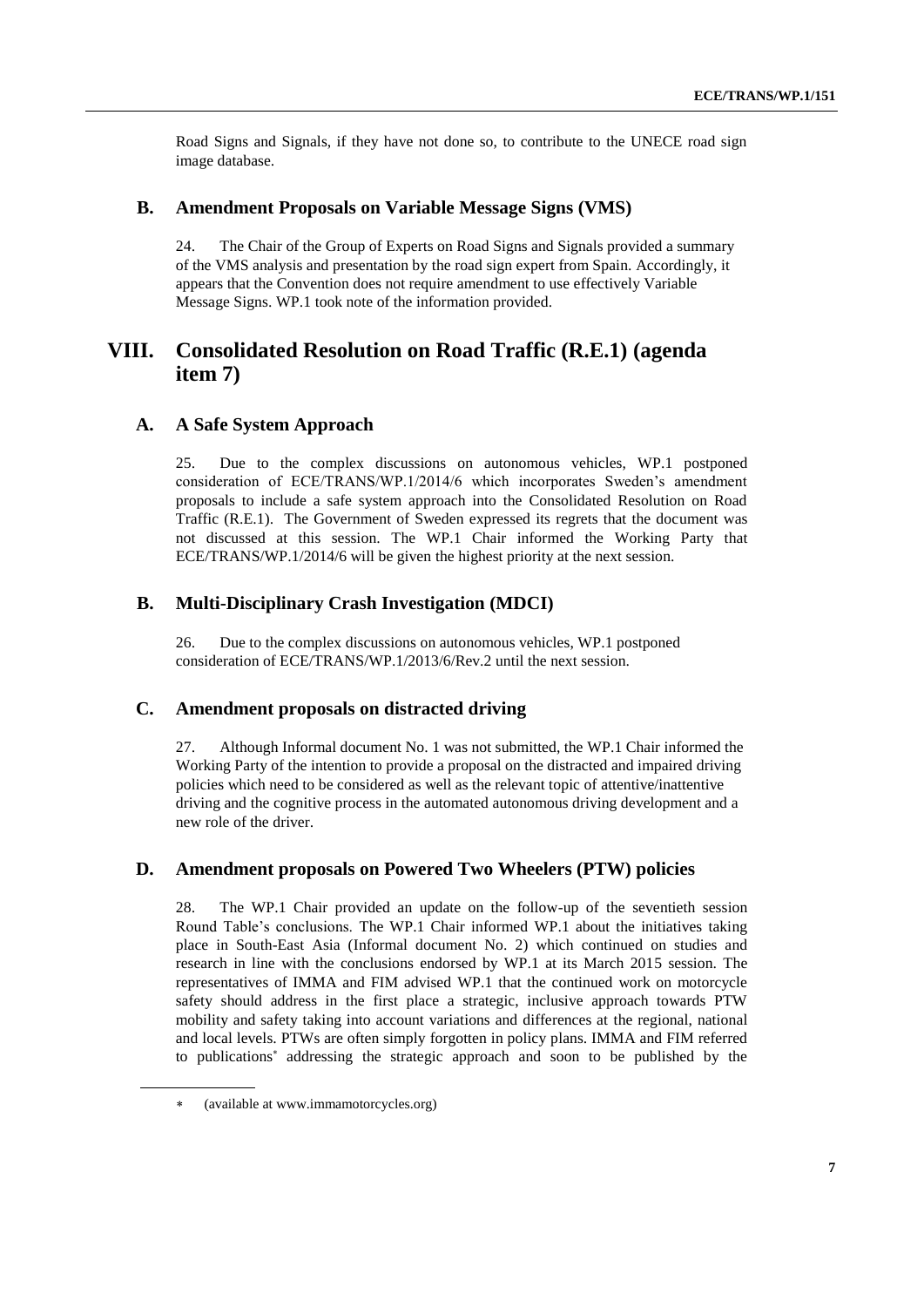Road Signs and Signals, if they have not done so, to contribute to the UNECE road sign image database.

### B. Amendment Proposals on Variable Message Signs (VMS)

24. The Chair of the Group of Experts on Road Signs and Signals provided a summary of the VMS analysis and presentation by the road sign expert from Spain. Accordingly, it appears that the Convention does not require amendment to use effectively Variable Message Signs. WP.1 took note of the information provided.

## VIII. Consolidated Resolution on Road Traffic (R.E.1) (agenda item 7)

### A. A Safe System Approach

25. Due to the complex discussions on autonomous vehicles, WP.1 postponed consideration of ECE/TRANS/WP.1/2014/6 which incorporates Sweden's amendment proposals to include a safe system approach into the Consolidated Resolution on Road Traffic (R.E.1). The Government of Sweden expressed its regrets that the document was not discussed at this session. The WP.1 Chair informed the Working Party that ECE/TRANS/WP.1/2014/6 will be given the highest priority at the next session.

### B. Multi-Disciplinary Crash Investigation (MDCI)

26. Due to the complex discussions on autonomous vehicles, WP.1 postponed consideration of ECE/TRANS/WP.1/2013/6/Rev.2 until the next session.

### C. Amendment proposals on distracted driving

27. Although Informal document No. 1 was not submitted, the WP.1 Chair informed the Working Party of the intention to provide a proposal on the distracted and impaired driving policies which need to be considered as well as the relevant topic of attentive/inattentive driving and the cognitive process in the automated autonomous driving development and a new role of the driver.

### D. Amendment proposals on Powered Two Wheelers (PTW) policies

28. The WP.1 Chair provided an update on the follow-up of the seventieth session Round Table's conclusions. The WP.1 Chair informed WP.1 about the initiatives taking place in South-East Asia (Informal document No. 2) which continued on studies and research in line with the conclusions endorsed by WP.1 at its March 2015 session. The representatives of IMMA and FIM advised WP.1 that the continued work on motorcycle safety should address in the first place a strategic, inclusive approach towards PTW mobility and safety taking into account variations and differences at the regional, national and local levels. PTWs are often simply forgotten in policy plans. IMMA and FIM referred to publications* addressing the strategic approach and soon to be published by the

---

\* (available at www.immamotorcycles.org)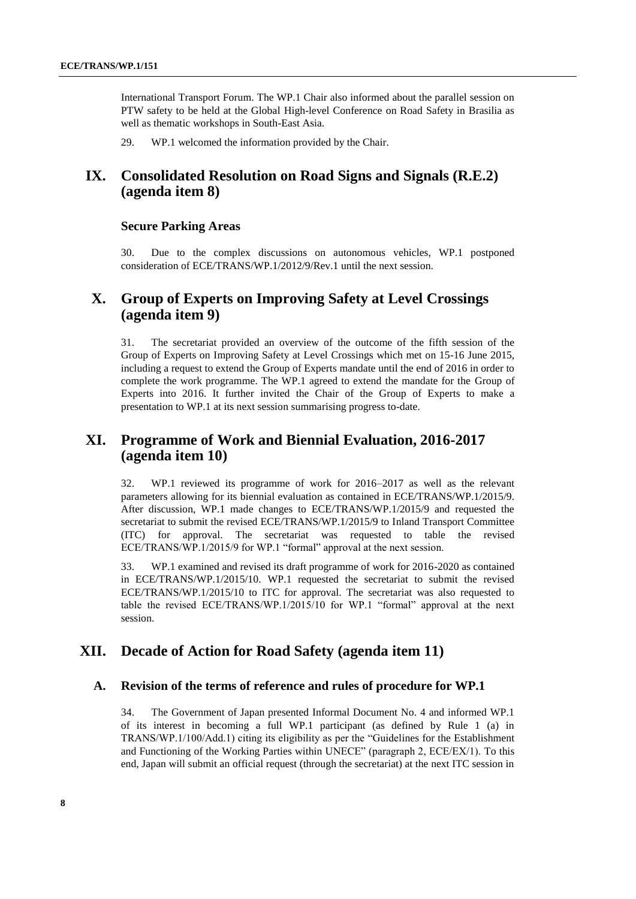International Transport Forum. The WP.1 Chair also informed about the parallel session on PTW safety to be held at the Global High-level Conference on Road Safety in Brasilia as well as thematic workshops in South-East Asia.

29. WP.1 welcomed the information provided by the Chair.

# IX. Consolidated Resolution on Road Signs and Signals (R.E.2) (agenda item 8)

### Secure Parking Areas

30. Due to the complex discussions on autonomous vehicles, WP.1 postponed consideration of ECE/TRANS/WP.1/2012/9/Rev.1 until the next session.

# X. Group of Experts on Improving Safety at Level Crossings (agenda item 9)

31. The secretariat provided an overview of the outcome of the fifth session of the Group of Experts on Improving Safety at Level Crossings which met on 15-16 June 2015, including a request to extend the Group of Experts mandate until the end of 2016 in order to complete the work programme. The WP.1 agreed to extend the mandate for the Group of Experts into 2016. It further invited the Chair of the Group of Experts to make a presentation to WP.1 at its next session summarising progress to-date.

# XI. Programme of Work and Biennial Evaluation, 2016-2017 (agenda item 10)

32. WP.1 reviewed its programme of work for 2016–2017 as well as the relevant parameters allowing for its biennial evaluation as contained in ECE/TRANS/WP.1/2015/9. After discussion, WP.1 made changes to ECE/TRANS/WP.1/2015/9 and requested the secretariat to submit the revised ECE/TRANS/WP.1/2015/9 to Inland Transport Committee (ITC) for approval. The secretariat was requested to table the revised ECE/TRANS/WP.1/2015/9 for WP.1 "formal" approval at the next session.

33. WP.1 examined and revised its draft programme of work for 2016-2020 as contained in ECE/TRANS/WP.1/2015/10. WP.1 requested the secretariat to submit the revised ECE/TRANS/WP.1/2015/10 to ITC for approval. The secretariat was also requested to table the revised ECE/TRANS/WP.1/2015/10 for WP.1 "formal" approval at the next session.

# XII. Decade of Action for Road Safety (agenda item 11)

## A. Revision of the terms of reference and rules of procedure for WP.1

34. The Government of Japan presented Informal Document No. 4 and informed WP.1 of its interest in becoming a full WP.1 participant (as defined by Rule 1 (a) in TRANS/WP.1/100/Add.1) citing its eligibility as per the "Guidelines for the Establishment and Functioning of the Working Parties within UNECE" (paragraph 2, ECE/EX/1). To this end, Japan will submit an official request (through the secretariat) at the next ITC session in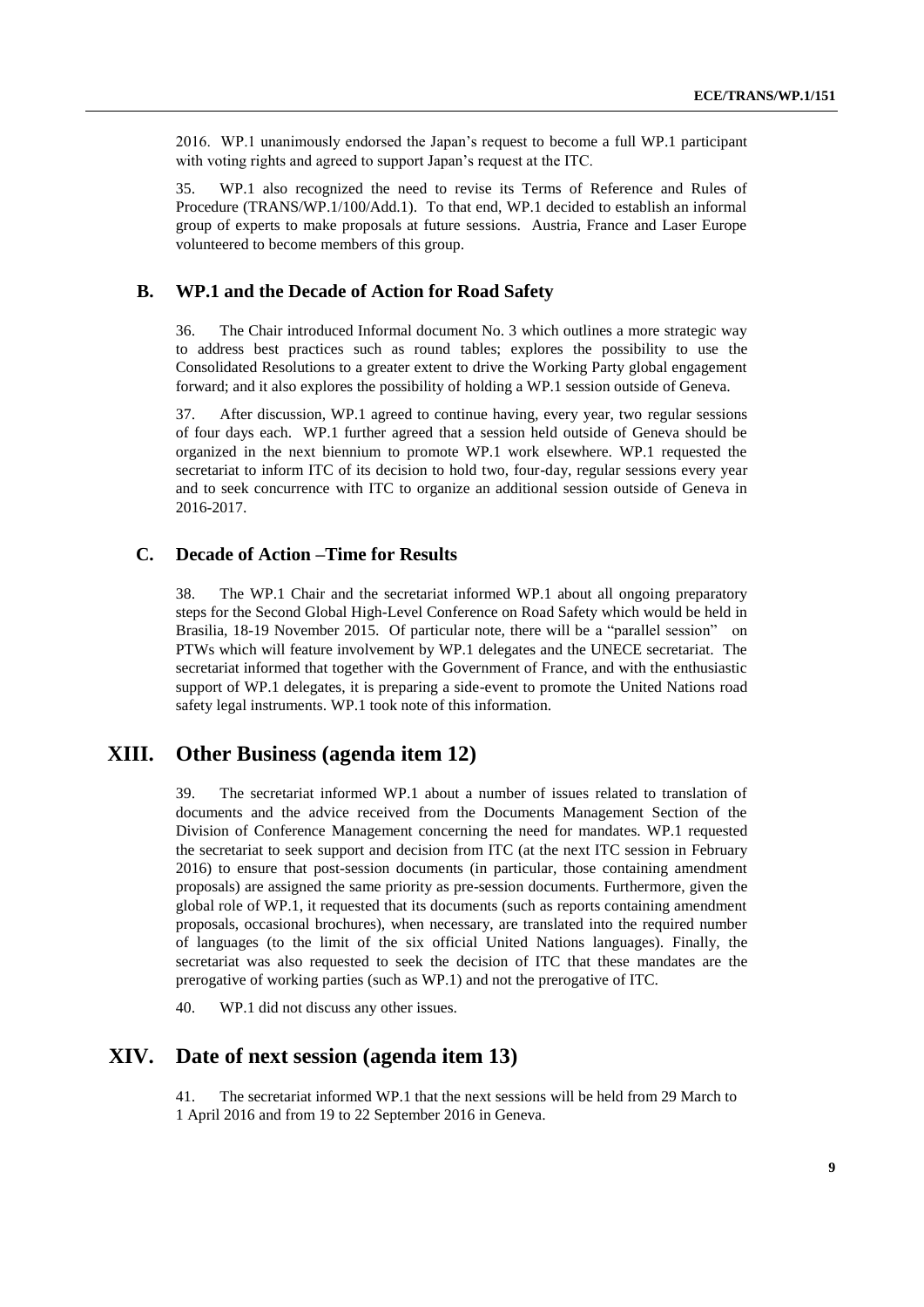2016. WP.1 unanimously endorsed the Japan's request to become a full WP.1 participant with voting rights and agreed to support Japan's request at the ITC.

35. WP.1 also recognized the need to revise its Terms of Reference and Rules of Procedure (TRANS/WP.1/100/Add.1). To that end, WP.1 decided to establish an informal group of experts to make proposals at future sessions. Austria, France and Laser Europe volunteered to become members of this group.

### B. WP.1 and the Decade of Action for Road Safety

36. The Chair introduced Informal document No. 3 which outlines a more strategic way to address best practices such as round tables; explores the possibility to use the Consolidated Resolutions to a greater extent to drive the Working Party global engagement forward; and it also explores the possibility of holding a WP.1 session outside of Geneva.

37. After discussion, WP.1 agreed to continue having, every year, two regular sessions of four days each. WP.1 further agreed that a session held outside of Geneva should be organized in the next biennium to promote WP.1 work elsewhere. WP.1 requested the secretariat to inform ITC of its decision to hold two, four-day, regular sessions every year and to seek concurrence with ITC to organize an additional session outside of Geneva in 2016-2017.

### C. Decade of Action –Time for Results

38. The WP.1 Chair and the secretariat informed WP.1 about all ongoing preparatory steps for the Second Global High-Level Conference on Road Safety which would be held in Brasilia, 18-19 November 2015. Of particular note, there will be a "parallel session" on PTWs which will feature involvement by WP.1 delegates and the UNECE secretariat. The secretariat informed that together with the Government of France, and with the enthusiastic support of WP.1 delegates, it is preparing a side-event to promote the United Nations road safety legal instruments. WP.1 took note of this information.

## XIII. Other Business (agenda item 12)

39. The secretariat informed WP.1 about a number of issues related to translation of documents and the advice received from the Documents Management Section of the Division of Conference Management concerning the need for mandates. WP.1 requested the secretariat to seek support and decision from ITC (at the next ITC session in February 2016) to ensure that post-session documents (in particular, those containing amendment proposals) are assigned the same priority as pre-session documents. Furthermore, given the global role of WP.1, it requested that its documents (such as reports containing amendment proposals, occasional brochures), when necessary, are translated into the required number of languages (to the limit of the six official United Nations languages). Finally, the secretariat was also requested to seek the decision of ITC that these mandates are the prerogative of working parties (such as WP.1) and not the prerogative of ITC.

40. WP.1 did not discuss any other issues.

## XIV. Date of next session (agenda item 13)

41. The secretariat informed WP.1 that the next sessions will be held from 29 March to 1 April 2016 and from 19 to 22 September 2016 in Geneva.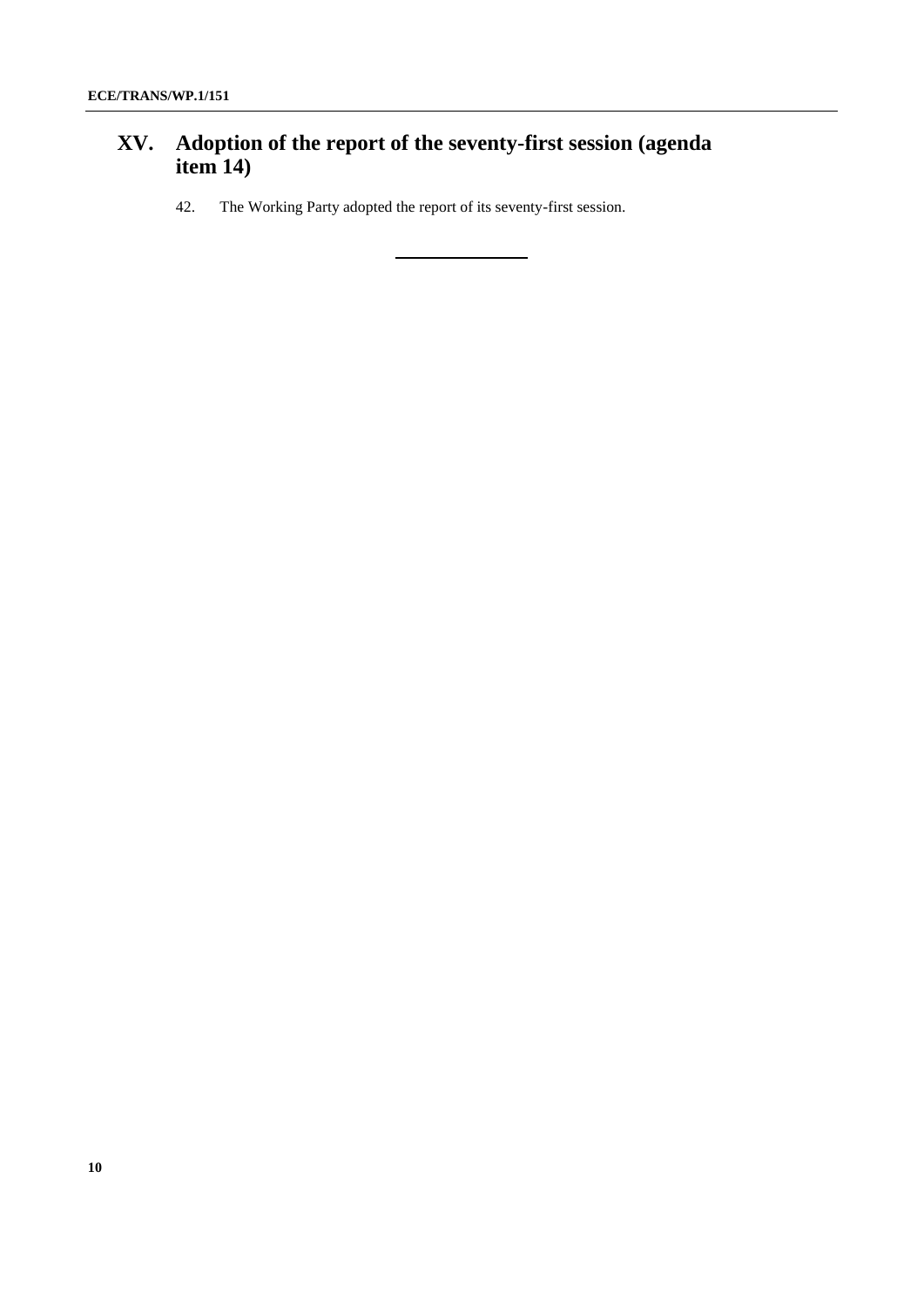## XV. Adoption of the report of the seventy-first session (agenda item 14)

42. The Working Party adopted the report of its seventy-first session.